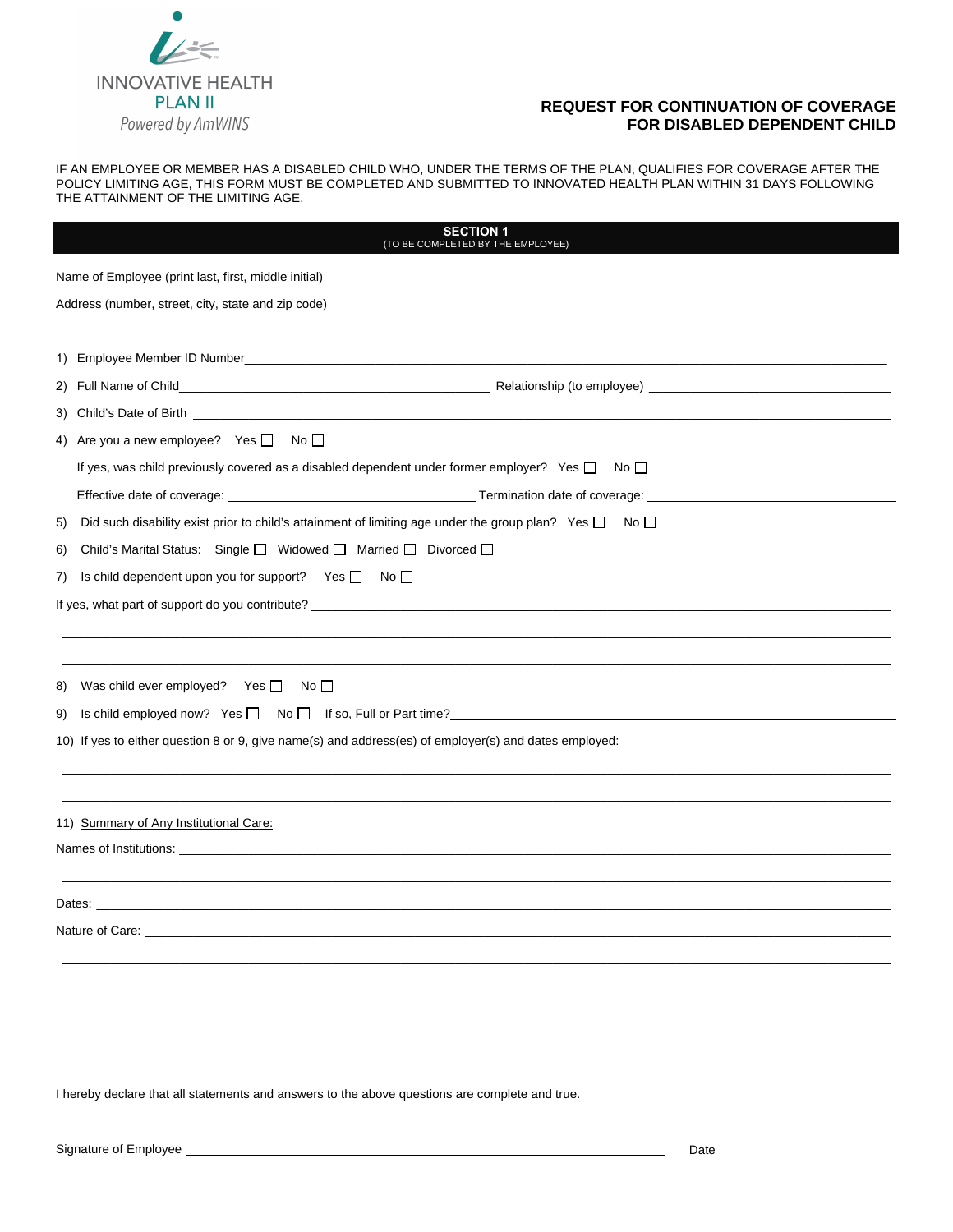INNOVATIVE HEALTH
PLAN II
*Powered by AmWINS*

# REQUEST FOR CONTINUATION OF COVERAGE FOR DISABLED DEPENDENT CHILD

IF AN EMPLOYEE OR MEMBER HAS A DISABLED CHILD WHO, UNDER THE TERMS OF THE PLAN, QUALIFIES FOR COVERAGE AFTER THE POLICY LIMITING AGE, THIS FORM MUST BE COMPLETED AND SUBMITTED TO INNOVATED HEALTH PLAN WITHIN 31 DAYS FOLLOWING THE ATTAINMENT OF THE LIMITING AGE.

## SECTION 1
(TO BE COMPLETED BY THE EMPLOYEE)

Name of Employee (print last, first, middle initial) ______________________________

Address (number, street, city, state and zip code) ______________________________

1) Employee Member ID Number ______________________________

2) Full Name of Child ______________________________ Relationship (to employee) ______________________________

3) Child's Date of Birth ______________________________

4) Are you a new employee? Yes ☐ No ☐

If yes, was child previously covered as a disabled dependent under former employer? Yes ☐ No ☐

Effective date of coverage: ______________________________ Termination date of coverage: ______________________________

5) Did such disability exist prior to child's attainment of limiting age under the group plan? Yes ☐ No ☐

6) Child's Marital Status: Single ☐ Widowed ☐ Married ☐ Divorced ☐

7) Is child dependent upon you for support? Yes ☐ No ☐

If yes, what part of support do you contribute? ______________________________

______________________________

______________________________

8) Was child ever employed? Yes ☐ No ☐

9) Is child employed now? Yes ☐ No ☐ If so, Full or Part time? ______________________________

10) If yes to either question 8 or 9, give name(s) and address(es) of employer(s) and dates employed: ______________________________

______________________________

______________________________

11) Summary of Any Institutional Care:

Names of Institutions: ______________________________

______________________________

Dates: ______________________________

Nature of Care: ______________________________

______________________________

______________________________

______________________________

______________________________

I hereby declare that all statements and answers to the above questions are complete and true.

Signature of Employee ______________________________ Date ______________________________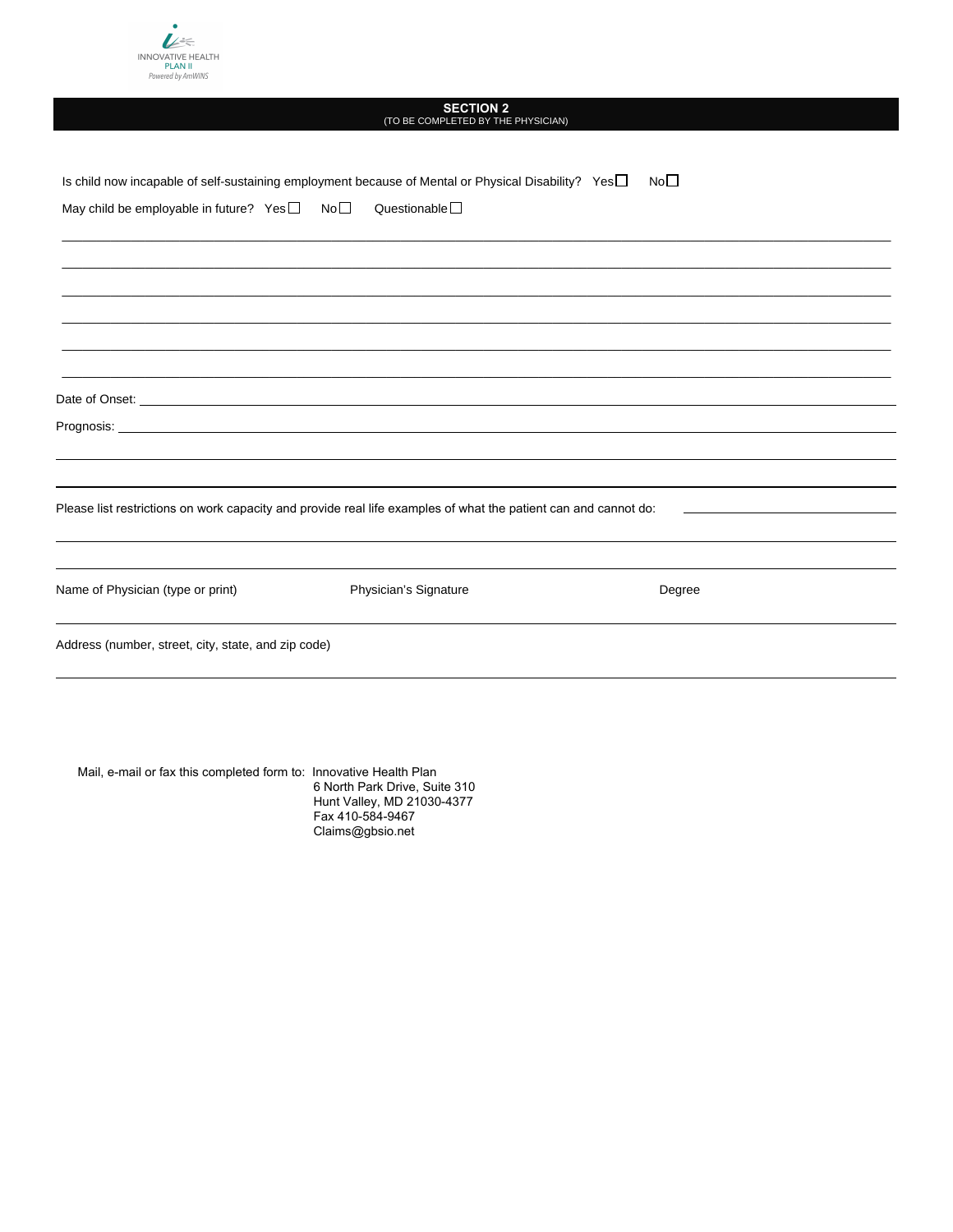INNOVATIVE HEALTH PLAN II
Powered by AmWINS

## SECTION 2
(TO BE COMPLETED BY THE PHYSICIAN)

Is child now incapable of self-sustaining employment because of Mental or Physical Disability? Yes ☐ No ☐

May child be employable in future? Yes ☐ No ☐ Questionable ☐

Date of Onset: ______________________

Prognosis: ______________________

Please list restrictions on work capacity and provide real life examples of what the patient can and cannot do: ______________________

Name of Physician (type or print) Physician's Signature Degree

Address (number, street, city, state, and zip code)

Mail, e-mail or fax this completed form to: Innovative Health Plan
6 North Park Drive, Suite 310
Hunt Valley, MD 21030-4377
Fax 410-584-9467
Claims@gbsio.net